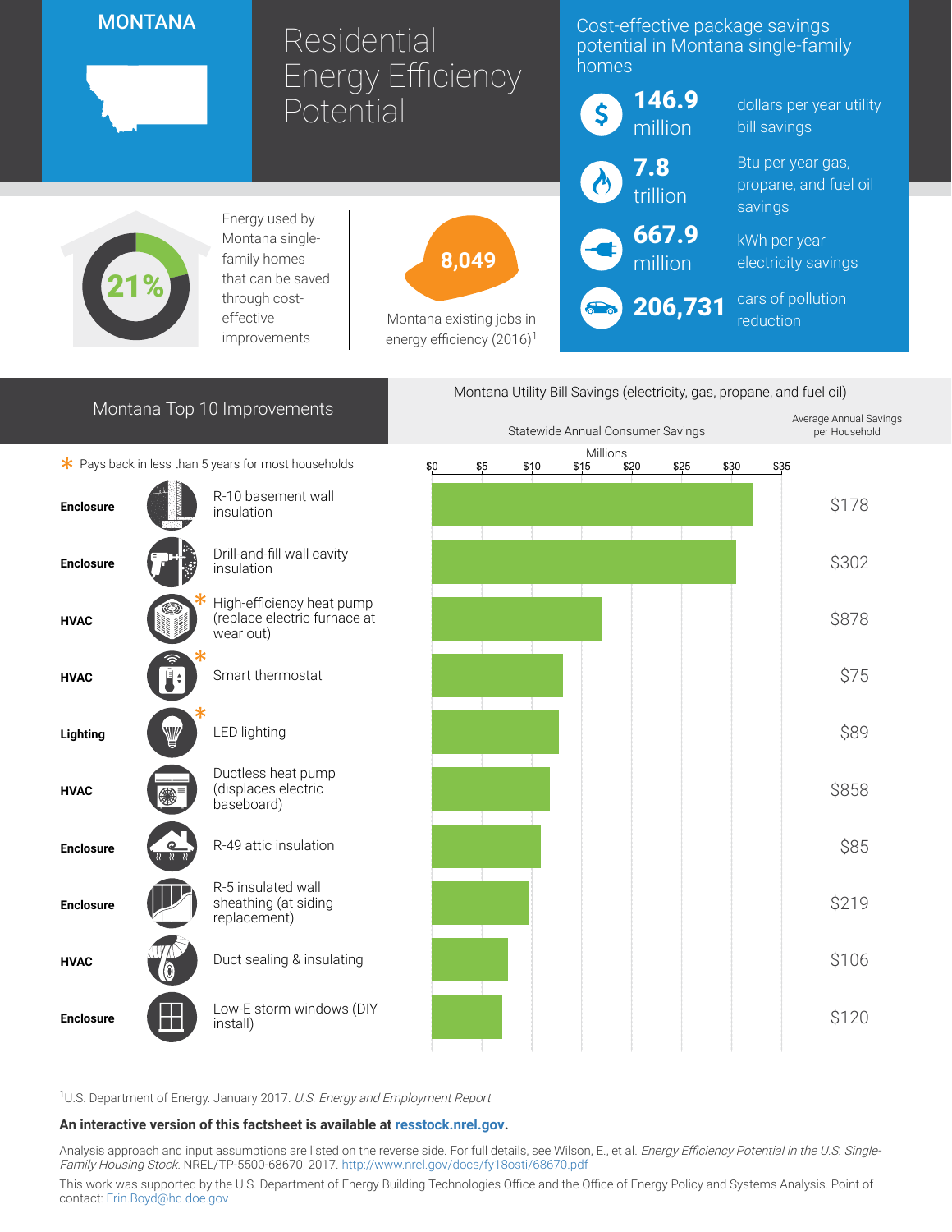# MONTANA

# Residential Energy Efficiency Potential

## Cost-effective package savings potential in Montana single-family homes

- **146.9 million** dollars per year utility bill savings
- **7.8 trillion** Btu per year gas, propane, and fuel oil savings
- **667.9 million** kWh per year electricity savings
- **206,731** cars of pollution reduction

**21%** Energy used by Montana single-family homes that can be saved through cost-effective improvements

**8,049** Montana existing jobs in energy efficiency (2016)[1]

## Montana Top 10 Improvements

\* Pays back in less than 5 years for most households

Montana Utility Bill Savings (electricity, gas, propane, and fuel oil)

| Category | Improvement | Statewide Annual Consumer Savings (Millions, approx.) | Average Annual Savings per Household |
|---|---|---|---|
| Enclosure | R-10 basement wall insulation | ~$32 | $178 |
| Enclosure | Drill-and-fill wall cavity insulation | ~$30.5 | $302 |
| HVAC | High-efficiency heat pump (replace electric furnace at wear out) * | ~$17 | $878 |
| HVAC | Smart thermostat * | ~$13 | $75 |
| Lighting | LED lighting * | ~$12.7 | $89 |
| HVAC | Ductless heat pump (displaces electric baseboard) | ~$11.8 | $858 |
| Enclosure | R-49 attic insulation | ~$11 | $85 |
| Enclosure | R-5 insulated wall sheathing (at siding replacement) | ~$9.8 | $219 |
| HVAC | Duct sealing & insulating | ~$7.6 | $106 |
| Enclosure | Low-E storm windows (DIY install) | ~$7 | $120 |

[1]U.S. Department of Energy. January 2017. *U.S. Energy and Employment Report*

**An interactive version of this factsheet is available at resstock.nrel.gov.**

Analysis approach and input assumptions are listed on the reverse side. For full details, see Wilson, E., et al. *Energy Efficiency Potential in the U.S. Single-Family Housing Stock*. NREL/TP-5500-68670, 2017. http://www.nrel.gov/docs/fy18osti/68670.pdf

This work was supported by the U.S. Department of Energy Building Technologies Office and the Office of Energy Policy and Systems Analysis. Point of contact: Erin.Boyd@hq.doe.gov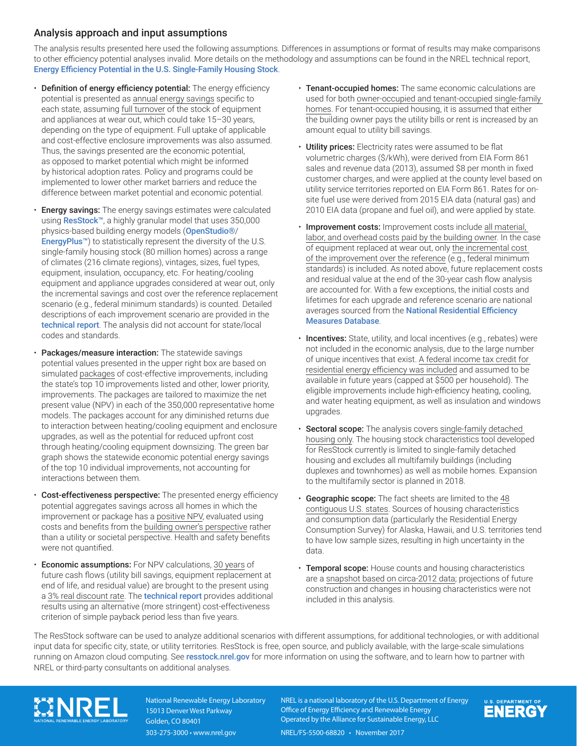## Analysis approach and input assumptions

The analysis results presented here used the following assumptions. Differences in assumptions or format of results may make comparisons to other efficiency potential analyses invalid. More details on the methodology and assumptions can be found in the NREL technical report, Energy Efficiency Potential in the U.S. Single-Family Housing Stock.

- **Definition of energy efficiency potential:** The energy efficiency potential is presented as annual energy savings specific to each state, assuming full turnover of the stock of equipment and appliances at wear out, which could take 15–30 years, depending on the type of equipment. Full uptake of applicable and cost-effective enclosure improvements was also assumed. Thus, the savings presented are the economic potential, as opposed to market potential which might be informed by historical adoption rates. Policy and programs could be implemented to lower other market barriers and reduce the difference between market potential and economic potential.
- **Energy savings:** The energy savings estimates were calculated using ResStock™, a highly granular model that uses 350,000 physics-based building energy models (OpenStudio®/EnergyPlus™) to statistically represent the diversity of the U.S. single-family housing stock (80 million homes) across a range of climates (216 climate regions), vintages, sizes, fuel types, equipment, insulation, occupancy, etc. For heating/cooling equipment and appliance upgrades considered at wear out, only the incremental savings and cost over the reference replacement scenario (e.g., federal minimum standards) is counted. Detailed descriptions of each improvement scenario are provided in the technical report. The analysis did not account for state/local codes and standards.
- **Packages/measure interaction:** The statewide savings potential values presented in the upper right box are based on simulated packages of cost-effective improvements, including the state's top 10 improvements listed and other, lower priority, improvements. The packages are tailored to maximize the net present value (NPV) in each of the 350,000 representative home models. The packages account for any diminished returns due to interaction between heating/cooling equipment and enclosure upgrades, as well as the potential for reduced upfront cost through heating/cooling equipment downsizing. The green bar graph shows the statewide economic potential energy savings of the top 10 individual improvements, not accounting for interactions between them.
- **Cost-effectiveness perspective:** The presented energy efficiency potential aggregates savings across all homes in which the improvement or package has a positive NPV, evaluated using costs and benefits from the building owner's perspective rather than a utility or societal perspective. Health and safety benefits were not quantified.
- **Economic assumptions:** For NPV calculations, 30 years of future cash flows (utility bill savings, equipment replacement at end of life, and residual value) are brought to the present using a 3% real discount rate. The technical report provides additional results using an alternative (more stringent) cost-effectiveness criterion of simple payback period less than five years.
- **Tenant-occupied homes:** The same economic calculations are used for both owner-occupied and tenant-occupied single-family homes. For tenant-occupied housing, it is assumed that either the building owner pays the utility bills or rent is increased by an amount equal to utility bill savings.
- **Utility prices:** Electricity rates were assumed to be flat volumetric charges ($/kWh), were derived from EIA Form 861 sales and revenue data (2013), assumed $8 per month in fixed customer charges, and were applied at the county level based on utility service territories reported on EIA Form 861. Rates for on-site fuel use were derived from 2015 EIA data (natural gas) and 2010 EIA data (propane and fuel oil), and were applied by state.
- **Improvement costs:** Improvement costs include all material, labor, and overhead costs paid by the building owner. In the case of equipment replaced at wear out, only the incremental cost of the improvement over the reference (e.g., federal minimum standards) is included. As noted above, future replacement costs and residual value at the end of the 30-year cash flow analysis are accounted for. With a few exceptions, the initial costs and lifetimes for each upgrade and reference scenario are national averages sourced from the National Residential Efficiency Measures Database.
- **Incentives:** State, utility, and local incentives (e.g., rebates) were not included in the economic analysis, due to the large number of unique incentives that exist. A federal income tax credit for residential energy efficiency was included and assumed to be available in future years (capped at $500 per household). The eligible improvements include high-efficiency heating, cooling, and water heating equipment, as well as insulation and windows upgrades.
- **Sectoral scope:** The analysis covers single-family detached housing only. The housing stock characteristics tool developed for ResStock currently is limited to single-family detached housing and excludes all multifamily buildings (including duplexes and townhomes) as well as mobile homes. Expansion to the multifamily sector is planned in 2018.
- **Geographic scope:** The fact sheets are limited to the 48 contiguous U.S. states. Sources of housing characteristics and consumption data (particularly the Residential Energy Consumption Survey) for Alaska, Hawaii, and U.S. territories tend to have low sample sizes, resulting in high uncertainty in the data.
- **Temporal scope:** House counts and housing characteristics are a snapshot based on circa-2012 data; projections of future construction and changes in housing characteristics were not included in this analysis.

The ResStock software can be used to analyze additional scenarios with different assumptions, for additional technologies, or with additional input data for specific city, state, or utility territories. ResStock is free, open source, and publicly available, with the large-scale simulations running on Amazon cloud computing. See resstock.nrel.gov for more information on using the software, and to learn how to partner with NREL or third-party consultants on additional analyses.

National Renewable Energy Laboratory
15013 Denver West Parkway
Golden, CO 80401
303-275-3000 • www.nrel.gov

NREL is a national laboratory of the U.S. Department of Energy Office of Energy Efficiency and Renewable Energy Operated by the Alliance for Sustainable Energy, LLC

NREL/FS-5500-68820 • November 2017